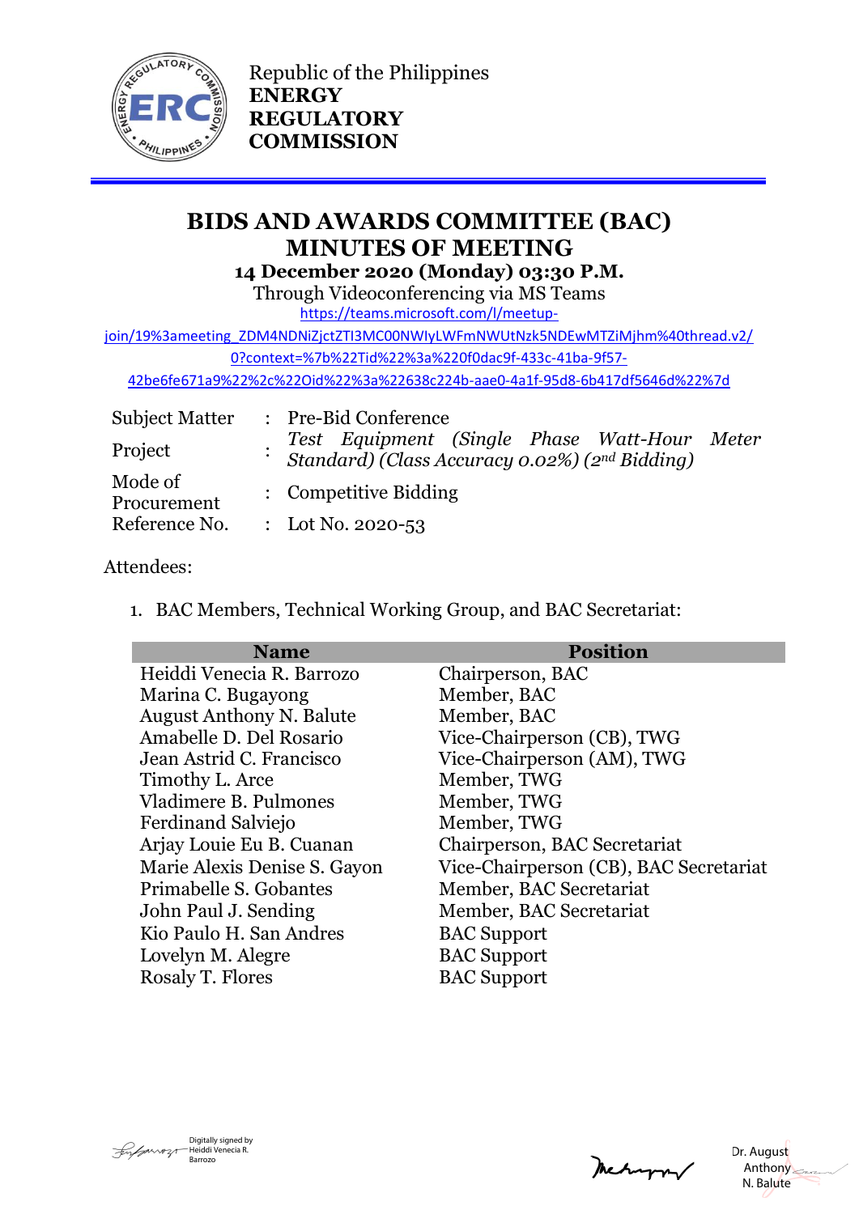Republic of the Philippines
**ENERGY REGULATORY COMMISSION**

# BIDS AND AWARDS COMMITTEE (BAC) MINUTES OF MEETING

**14 December 2020 (Monday) 03:30 P.M.**

Through Videoconferencing via MS Teams

https://teams.microsoft.com/l/meetup-join/19%3ameeting_ZDM4NDNiZjctZTI3MC00NWIyLWFmNWUtNzk5NDEwMTZiMjhm%40thread.v2/0?context=%7b%22Tid%22%3a%220f0dac9f-433c-41ba-9f57-42be6fe671a9%22%2c%22Oid%22%3a%22638c224b-aae0-4a1f-95d8-6b417df5646d%22%7d

| | | |
|---|---|---|
| Subject Matter | : | Pre-Bid Conference |
| Project | : | *Test Equipment (Single Phase Watt-Hour Meter Standard) (Class Accuracy 0.02%) (2nd Bidding)* |
| Mode of Procurement | : | Competitive Bidding |
| Reference No. | : | Lot No. 2020-53 |

Attendees:

1. BAC Members, Technical Working Group, and BAC Secretariat:

| Name | Position |
|---|---|
| Heiddi Venecia R. Barrozo | Chairperson, BAC |
| Marina C. Bugayong | Member, BAC |
| August Anthony N. Balute | Member, BAC |
| Amabelle D. Del Rosario | Vice-Chairperson (CB), TWG |
| Jean Astrid C. Francisco | Vice-Chairperson (AM), TWG |
| Timothy L. Arce | Member, TWG |
| Vladimere B. Pulmones | Member, TWG |
| Ferdinand Salviejo | Member, TWG |
| Arjay Louie Eu B. Cuanan | Chairperson, BAC Secretariat |
| Marie Alexis Denise S. Gayon | Vice-Chairperson (CB), BAC Secretariat |
| Primabelle S. Gobantes | Member, BAC Secretariat |
| John Paul J. Sending | Member, BAC Secretariat |
| Kio Paulo H. San Andres | BAC Support |
| Lovelyn M. Alegre | BAC Support |
| Rosaly T. Flores | BAC Support |

Digitally signed by Heiddi Venecia R. Barrozo

Dr. August Anthony N. Balute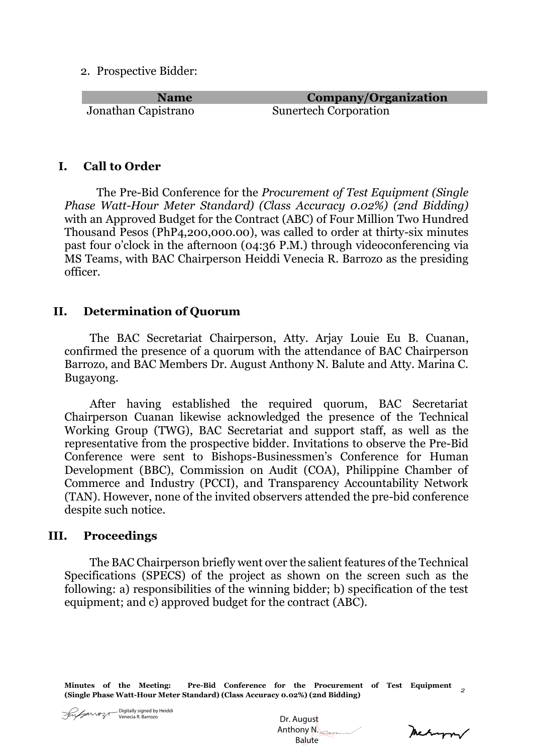2. Prospective Bidder:

| Name | Company/Organization |
|---|---|
| Jonathan Capistrano | Sunertech Corporation |

## I. Call to Order

The Pre-Bid Conference for the *Procurement of Test Equipment (Single Phase Watt-Hour Meter Standard) (Class Accuracy 0.02%) (2nd Bidding)* with an Approved Budget for the Contract (ABC) of Four Million Two Hundred Thousand Pesos (PhP4,200,000.00), was called to order at thirty-six minutes past four o'clock in the afternoon (04:36 P.M.) through videoconferencing via MS Teams, with BAC Chairperson Heiddi Venecia R. Barrozo as the presiding officer.

## II. Determination of Quorum

The BAC Secretariat Chairperson, Atty. Arjay Louie Eu B. Cuanan, confirmed the presence of a quorum with the attendance of BAC Chairperson Barrozo, and BAC Members Dr. August Anthony N. Balute and Atty. Marina C. Bugayong.

After having established the required quorum, BAC Secretariat Chairperson Cuanan likewise acknowledged the presence of the Technical Working Group (TWG), BAC Secretariat and support staff, as well as the representative from the prospective bidder. Invitations to observe the Pre-Bid Conference were sent to Bishops-Businessmen's Conference for Human Development (BBC), Commission on Audit (COA), Philippine Chamber of Commerce and Industry (PCCI), and Transparency Accountability Network (TAN). However, none of the invited observers attended the pre-bid conference despite such notice.

## III. Proceedings

The BAC Chairperson briefly went over the salient features of the Technical Specifications (SPECS) of the project as shown on the screen such as the following: a) responsibilities of the winning bidder; b) specification of the test equipment; and c) approved budget for the contract (ABC).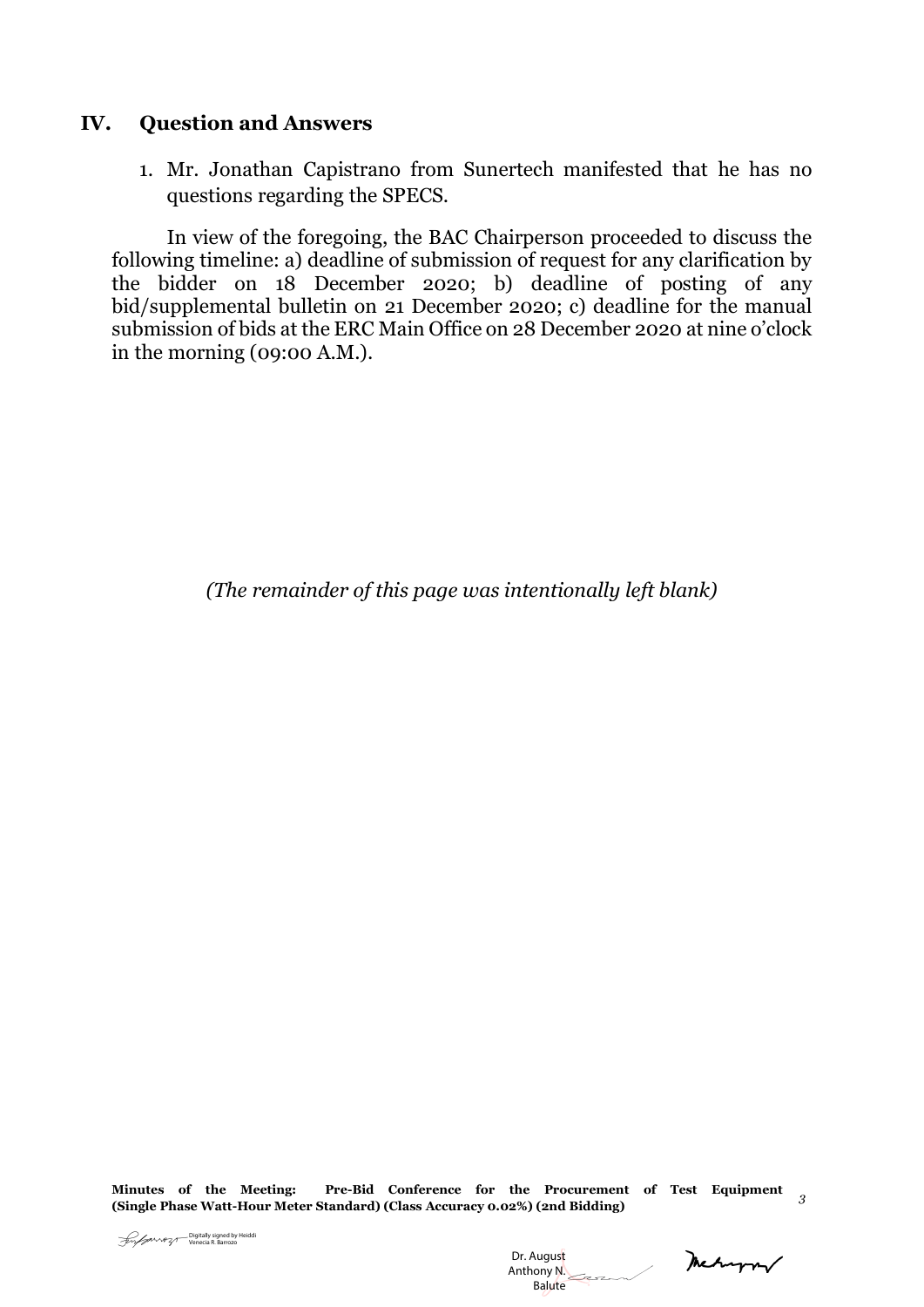## IV. Question and Answers

1. Mr. Jonathan Capistrano from Sunertech manifested that he has no questions regarding the SPECS.

In view of the foregoing, the BAC Chairperson proceeded to discuss the following timeline: a) deadline of submission of request for any clarification by the bidder on 18 December 2020; b) deadline of posting of any bid/supplemental bulletin on 21 December 2020; c) deadline for the manual submission of bids at the ERC Main Office on 28 December 2020 at nine o'clock in the morning (09:00 A.M.).

*(The remainder of this page was intentionally left blank)*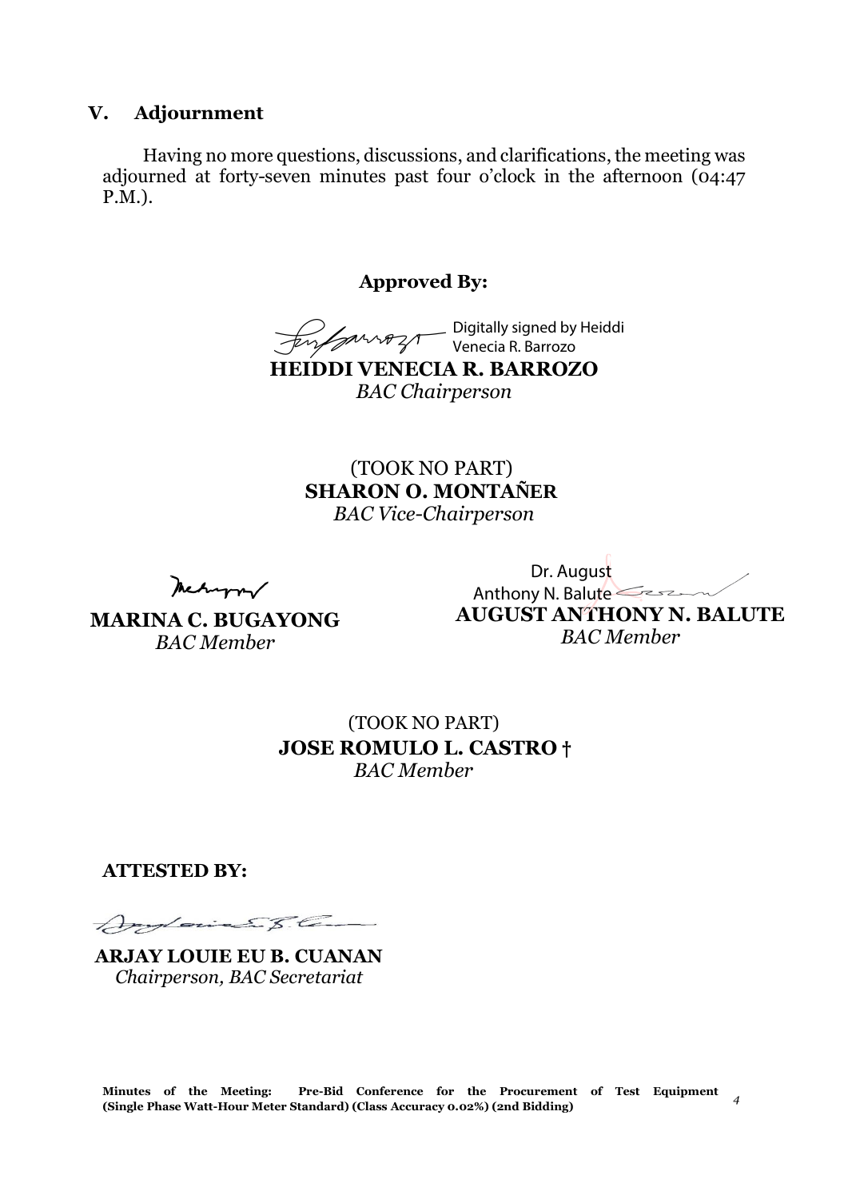## V. Adjournment

Having no more questions, discussions, and clarifications, the meeting was adjourned at forty-seven minutes past four o'clock in the afternoon (04:47 P.M.).

**Approved By:**

Digitally signed by Heiddi Venecia R. Barrozo

**HEIDDI VENECIA R. BARROZO**
*BAC Chairperson*

(TOOK NO PART)
**SHARON O. MONTAÑER**
*BAC Vice-Chairperson*

**MARINA C. BUGAYONG**
*BAC Member*

Dr. August Anthony N. Balute

**AUGUST ANTHONY N. BALUTE**
*BAC Member*

(TOOK NO PART)
**JOSE ROMULO L. CASTRO †**
*BAC Member*

**ATTESTED BY:**

**ARJAY LOUIE EU B. CUANAN**
*Chairperson, BAC Secretariat*